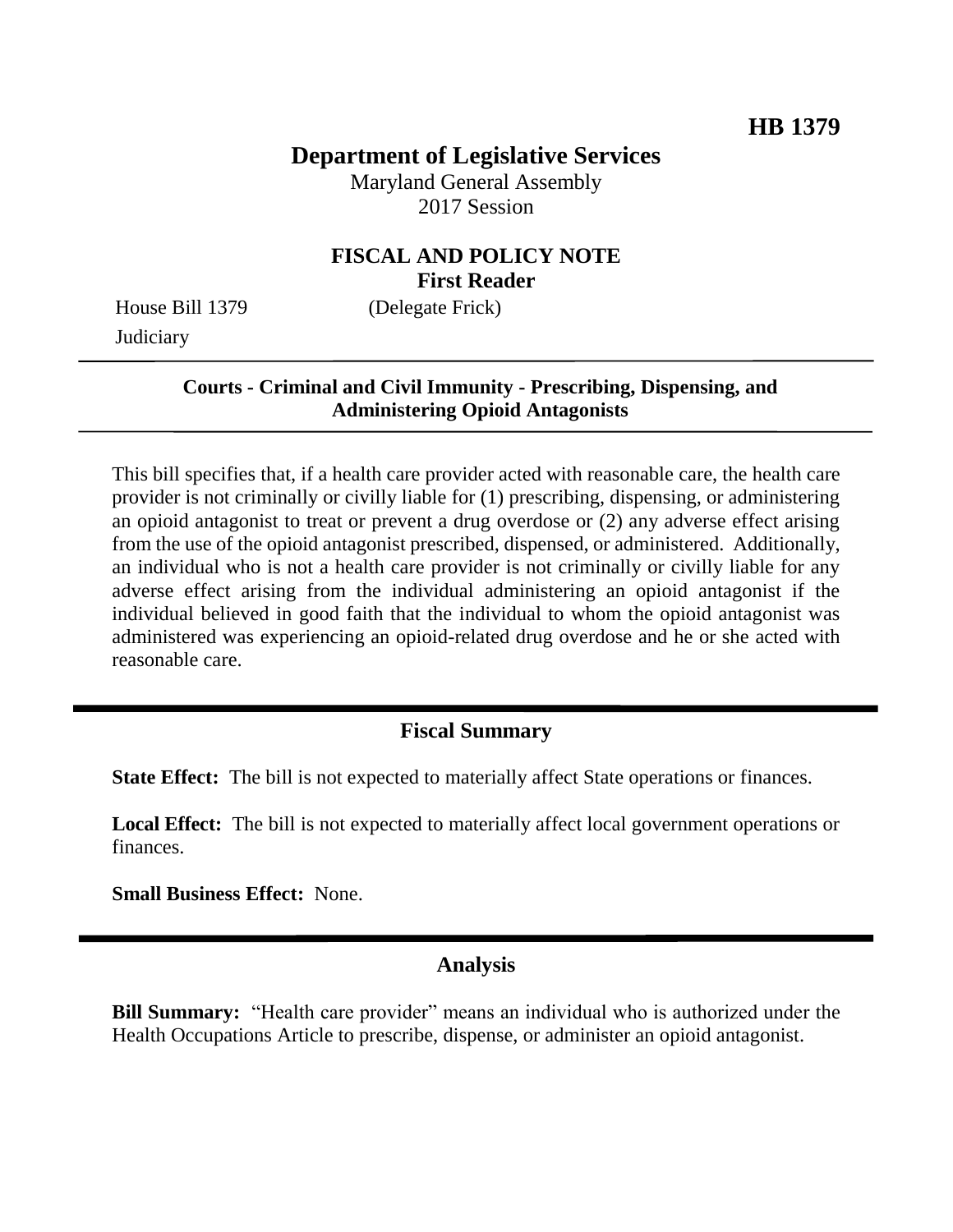**HB 1379**

# Department of Legislative Services

Maryland General Assembly
2017 Session

## FISCAL AND POLICY NOTE
**First Reader**

House Bill 1379 (Delegate Frick)
Judiciary

**Courts - Criminal and Civil Immunity - Prescribing, Dispensing, and Administering Opioid Antagonists**

This bill specifies that, if a health care provider acted with reasonable care, the health care provider is not criminally or civilly liable for (1) prescribing, dispensing, or administering an opioid antagonist to treat or prevent a drug overdose or (2) any adverse effect arising from the use of the opioid antagonist prescribed, dispensed, or administered. Additionally, an individual who is not a health care provider is not criminally or civilly liable for any adverse effect arising from the individual administering an opioid antagonist if the individual believed in good faith that the individual to whom the opioid antagonist was administered was experiencing an opioid-related drug overdose and he or she acted with reasonable care.

## Fiscal Summary

**State Effect:** The bill is not expected to materially affect State operations or finances.

**Local Effect:** The bill is not expected to materially affect local government operations or finances.

**Small Business Effect:** None.

## Analysis

**Bill Summary:** "Health care provider" means an individual who is authorized under the Health Occupations Article to prescribe, dispense, or administer an opioid antagonist.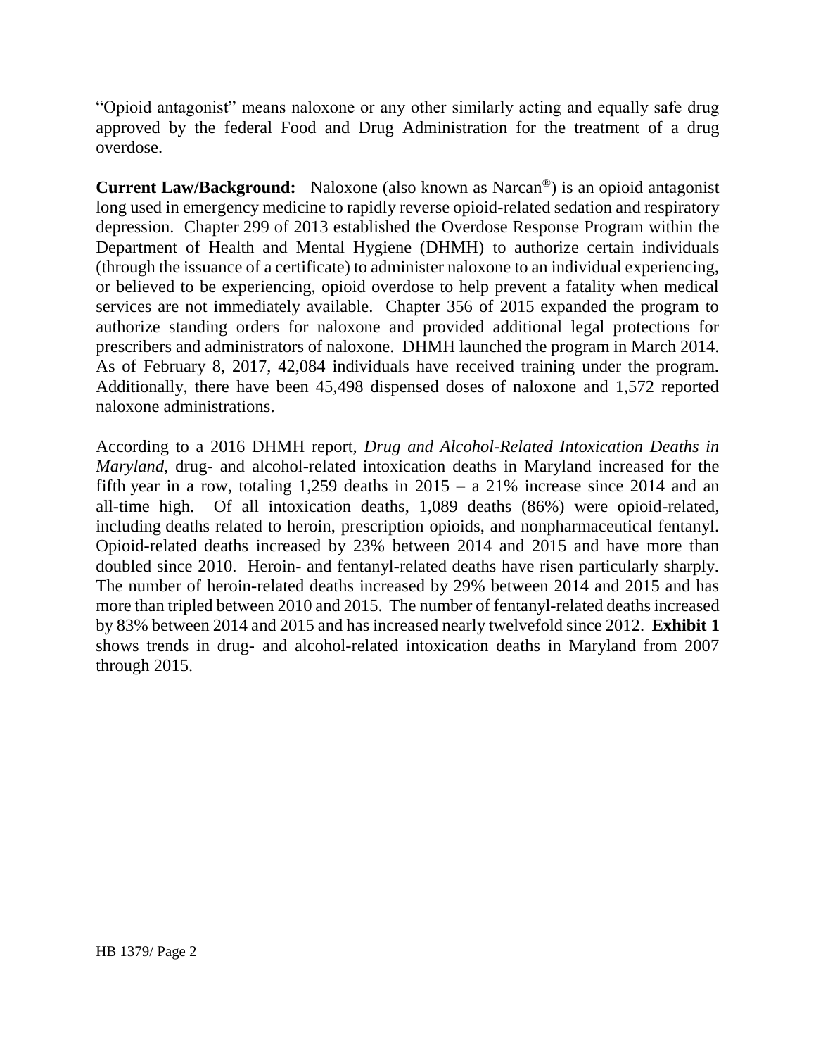"Opioid antagonist" means naloxone or any other similarly acting and equally safe drug approved by the federal Food and Drug Administration for the treatment of a drug overdose.

**Current Law/Background:** Naloxone (also known as Narcan®) is an opioid antagonist long used in emergency medicine to rapidly reverse opioid-related sedation and respiratory depression. Chapter 299 of 2013 established the Overdose Response Program within the Department of Health and Mental Hygiene (DHMH) to authorize certain individuals (through the issuance of a certificate) to administer naloxone to an individual experiencing, or believed to be experiencing, opioid overdose to help prevent a fatality when medical services are not immediately available. Chapter 356 of 2015 expanded the program to authorize standing orders for naloxone and provided additional legal protections for prescribers and administrators of naloxone. DHMH launched the program in March 2014. As of February 8, 2017, 42,084 individuals have received training under the program. Additionally, there have been 45,498 dispensed doses of naloxone and 1,572 reported naloxone administrations.

According to a 2016 DHMH report, *Drug and Alcohol-Related Intoxication Deaths in Maryland*, drug- and alcohol-related intoxication deaths in Maryland increased for the fifth year in a row, totaling 1,259 deaths in 2015 – a 21% increase since 2014 and an all-time high. Of all intoxication deaths, 1,089 deaths (86%) were opioid-related, including deaths related to heroin, prescription opioids, and nonpharmaceutical fentanyl. Opioid-related deaths increased by 23% between 2014 and 2015 and have more than doubled since 2010. Heroin- and fentanyl-related deaths have risen particularly sharply. The number of heroin-related deaths increased by 29% between 2014 and 2015 and has more than tripled between 2010 and 2015. The number of fentanyl-related deaths increased by 83% between 2014 and 2015 and has increased nearly twelvefold since 2012. **Exhibit 1** shows trends in drug- and alcohol-related intoxication deaths in Maryland from 2007 through 2015.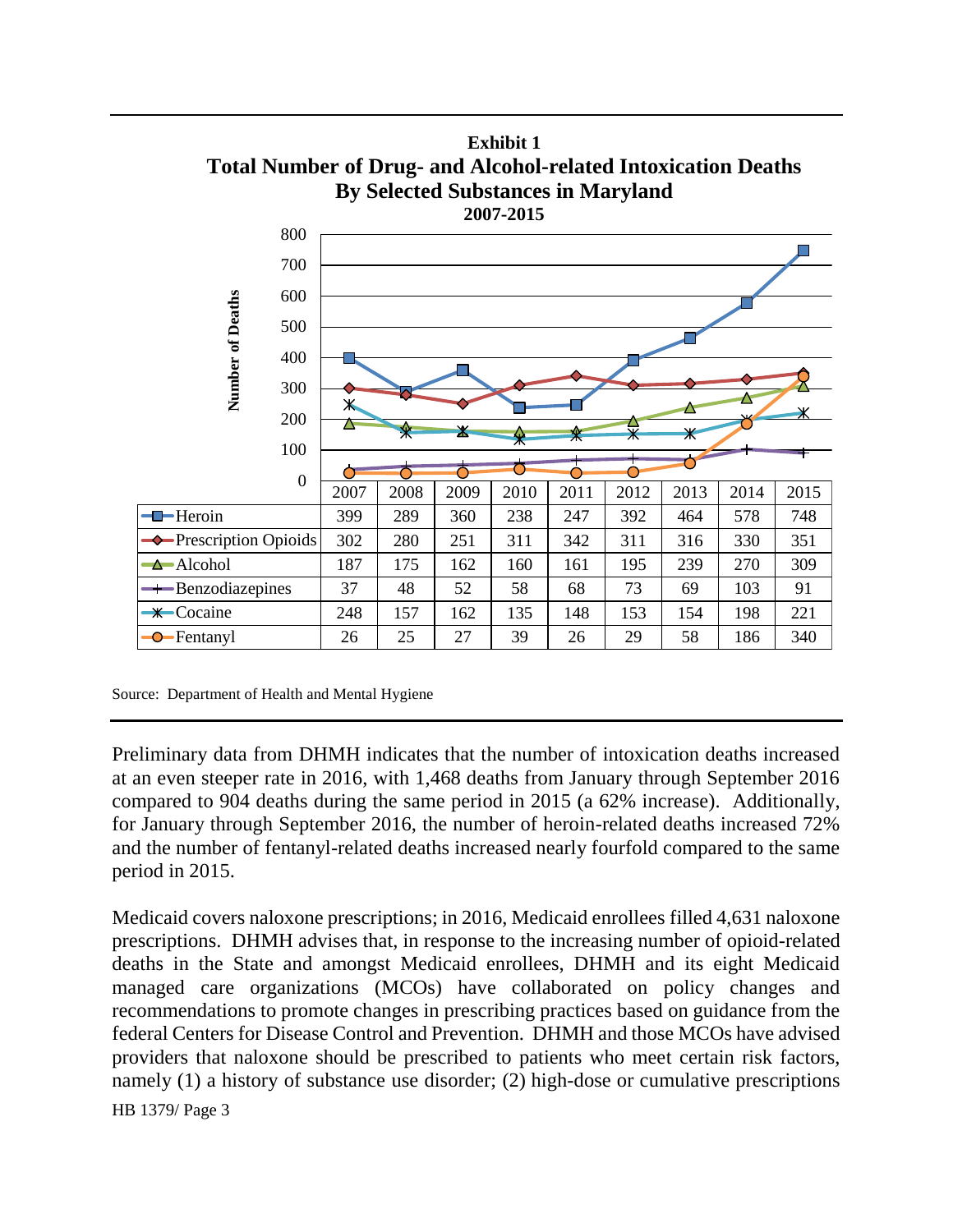**Exhibit 1**
**Total Number of Drug- and Alcohol-related Intoxication Deaths**
**By Selected Substances in Maryland**
**2007-2015**

| | 2007 | 2008 | 2009 | 2010 | 2011 | 2012 | 2013 | 2014 | 2015 |
|---|---|---|---|---|---|---|---|---|---|
| Heroin | 399 | 289 | 360 | 238 | 247 | 392 | 464 | 578 | 748 |
| Prescription Opioids | 302 | 280 | 251 | 311 | 342 | 311 | 316 | 330 | 351 |
| Alcohol | 187 | 175 | 162 | 160 | 161 | 195 | 239 | 270 | 309 |
| Benzodiazepines | 37 | 48 | 52 | 58 | 68 | 73 | 69 | 103 | 91 |
| Cocaine | 248 | 157 | 162 | 135 | 148 | 153 | 154 | 198 | 221 |
| Fentanyl | 26 | 25 | 27 | 39 | 26 | 29 | 58 | 186 | 340 |

Source: Department of Health and Mental Hygiene

Preliminary data from DHMH indicates that the number of intoxication deaths increased at an even steeper rate in 2016, with 1,468 deaths from January through September 2016 compared to 904 deaths during the same period in 2015 (a 62% increase). Additionally, for January through September 2016, the number of heroin-related deaths increased 72% and the number of fentanyl-related deaths increased nearly fourfold compared to the same period in 2015.

Medicaid covers naloxone prescriptions; in 2016, Medicaid enrollees filled 4,631 naloxone prescriptions. DHMH advises that, in response to the increasing number of opioid-related deaths in the State and amongst Medicaid enrollees, DHMH and its eight Medicaid managed care organizations (MCOs) have collaborated on policy changes and recommendations to promote changes in prescribing practices based on guidance from the federal Centers for Disease Control and Prevention. DHMH and those MCOs have advised providers that naloxone should be prescribed to patients who meet certain risk factors, namely (1) a history of substance use disorder; (2) high-dose or cumulative prescriptions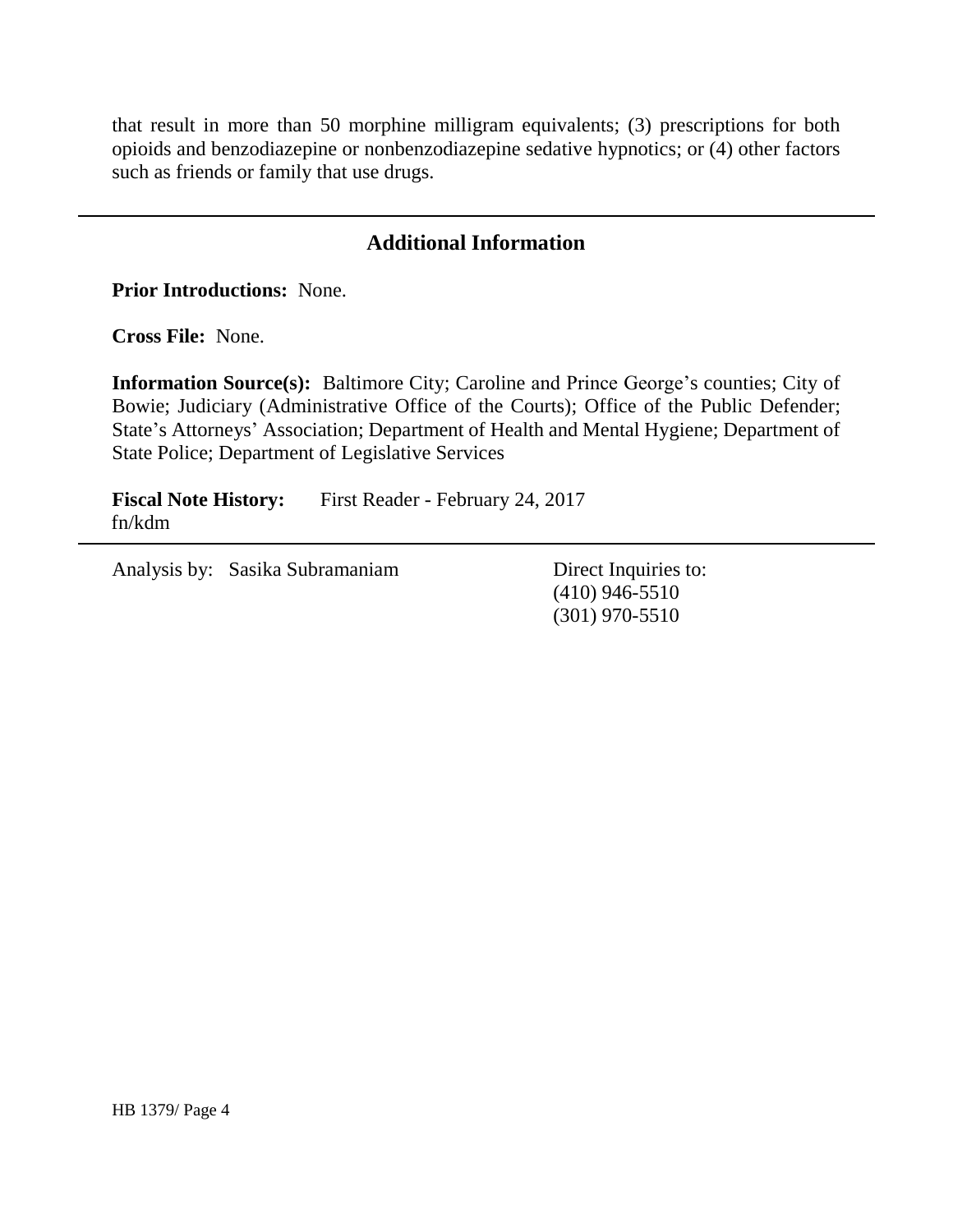that result in more than 50 morphine milligram equivalents; (3) prescriptions for both opioids and benzodiazepine or nonbenzodiazepine sedative hypnotics; or (4) other factors such as friends or family that use drugs.

## Additional Information

**Prior Introductions:** None.

**Cross File:** None.

**Information Source(s):** Baltimore City; Caroline and Prince George's counties; City of Bowie; Judiciary (Administrative Office of the Courts); Office of the Public Defender; State's Attorneys' Association; Department of Health and Mental Hygiene; Department of State Police; Department of Legislative Services

**Fiscal Note History:** First Reader - February 24, 2017
fn/kdm

Analysis by: Sasika Subramaniam

Direct Inquiries to:
(410) 946-5510
(301) 970-5510